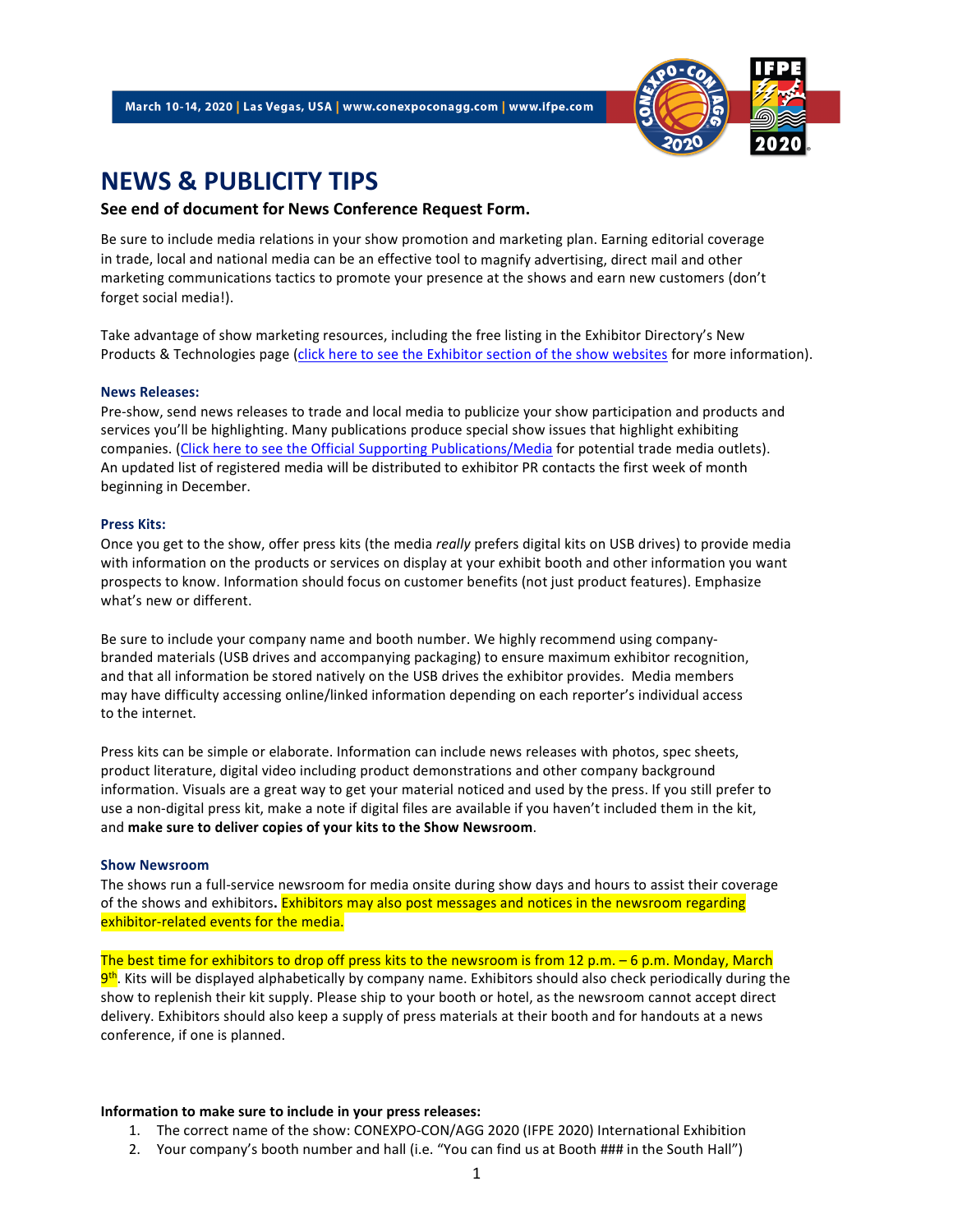March 10-14, 2020 | Las Vegas, USA | www.conexpoconagg.com | www.ifpe.com

# NEWS & PUBLICITY TIPS

**See end of document for News Conference Request Form.**

Be sure to include media relations in your show promotion and marketing plan. Earning editorial coverage in trade, local and national media can be an effective tool to magnify advertising, direct mail and other marketing communications tactics to promote your presence at the shows and earn new customers (don't forget social media!).

Take advantage of show marketing resources, including the free listing in the Exhibitor Directory's New Products & Technologies page (click here to see the Exhibitor section of the show websites for more information).

### News Releases:

Pre-show, send news releases to trade and local media to publicize your show participation and products and services you'll be highlighting. Many publications produce special show issues that highlight exhibiting companies. (Click here to see the Official Supporting Publications/Media for potential trade media outlets). An updated list of registered media will be distributed to exhibitor PR contacts the first week of month beginning in December.

### Press Kits:

Once you get to the show, offer press kits (the media *really* prefers digital kits on USB drives) to provide media with information on the products or services on display at your exhibit booth and other information you want prospects to know. Information should focus on customer benefits (not just product features). Emphasize what's new or different.

Be sure to include your company name and booth number. We highly recommend using company-branded materials (USB drives and accompanying packaging) to ensure maximum exhibitor recognition, and that all information be stored natively on the USB drives the exhibitor provides. Media members may have difficulty accessing online/linked information depending on each reporter's individual access to the internet.

Press kits can be simple or elaborate. Information can include news releases with photos, spec sheets, product literature, digital video including product demonstrations and other company background information. Visuals are a great way to get your material noticed and used by the press. If you still prefer to use a non-digital press kit, make a note if digital files are available if you haven't included them in the kit, and **make sure to deliver copies of your kits to the Show Newsroom**.

### Show Newsroom

The shows run a full-service newsroom for media onsite during show days and hours to assist their coverage of the shows and exhibitors**.** Exhibitors may also post messages and notices in the newsroom regarding exhibitor-related events for the media.

The best time for exhibitors to drop off press kits to the newsroom is from 12 p.m. – 6 p.m. Monday, March 9th. Kits will be displayed alphabetically by company name. Exhibitors should also check periodically during the show to replenish their kit supply. Please ship to your booth or hotel, as the newsroom cannot accept direct delivery. Exhibitors should also keep a supply of press materials at their booth and for handouts at a news conference, if one is planned.

**Information to make sure to include in your press releases:**

1. The correct name of the show: CONEXPO-CON/AGG 2020 (IFPE 2020) International Exhibition
2. Your company's booth number and hall (i.e. "You can find us at Booth ### in the South Hall")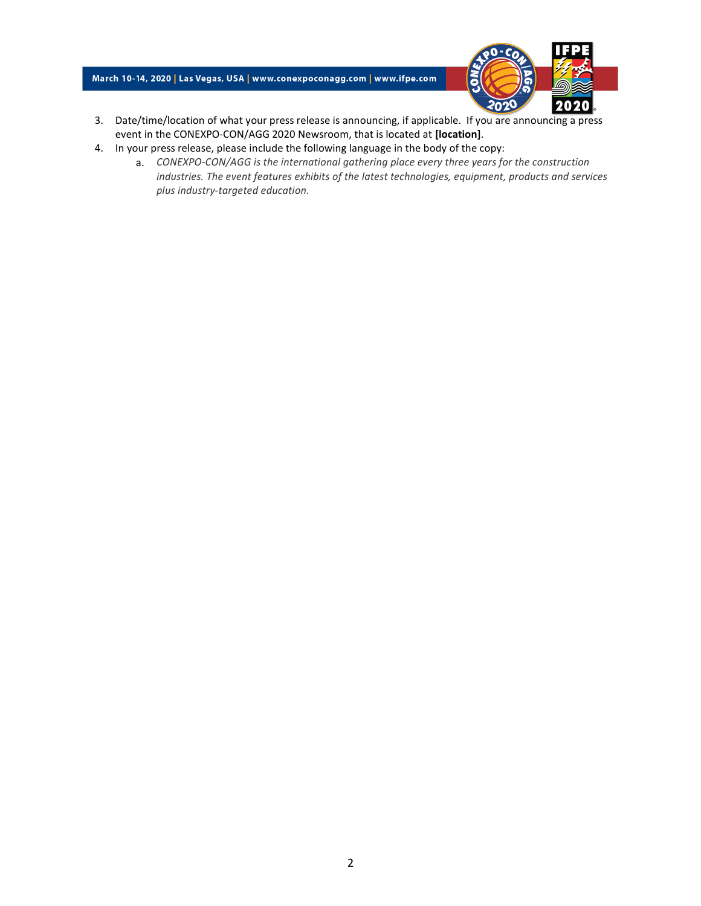3. Date/time/location of what your press release is announcing, if applicable. If you are announcing a press event in the CONEXPO-CON/AGG 2020 Newsroom, that is located at **[location]**.
4. In your press release, please include the following language in the body of the copy:
    a. *CONEXPO-CON/AGG is the international gathering place every three years for the construction industries. The event features exhibits of the latest technologies, equipment, products and services plus industry-targeted education.*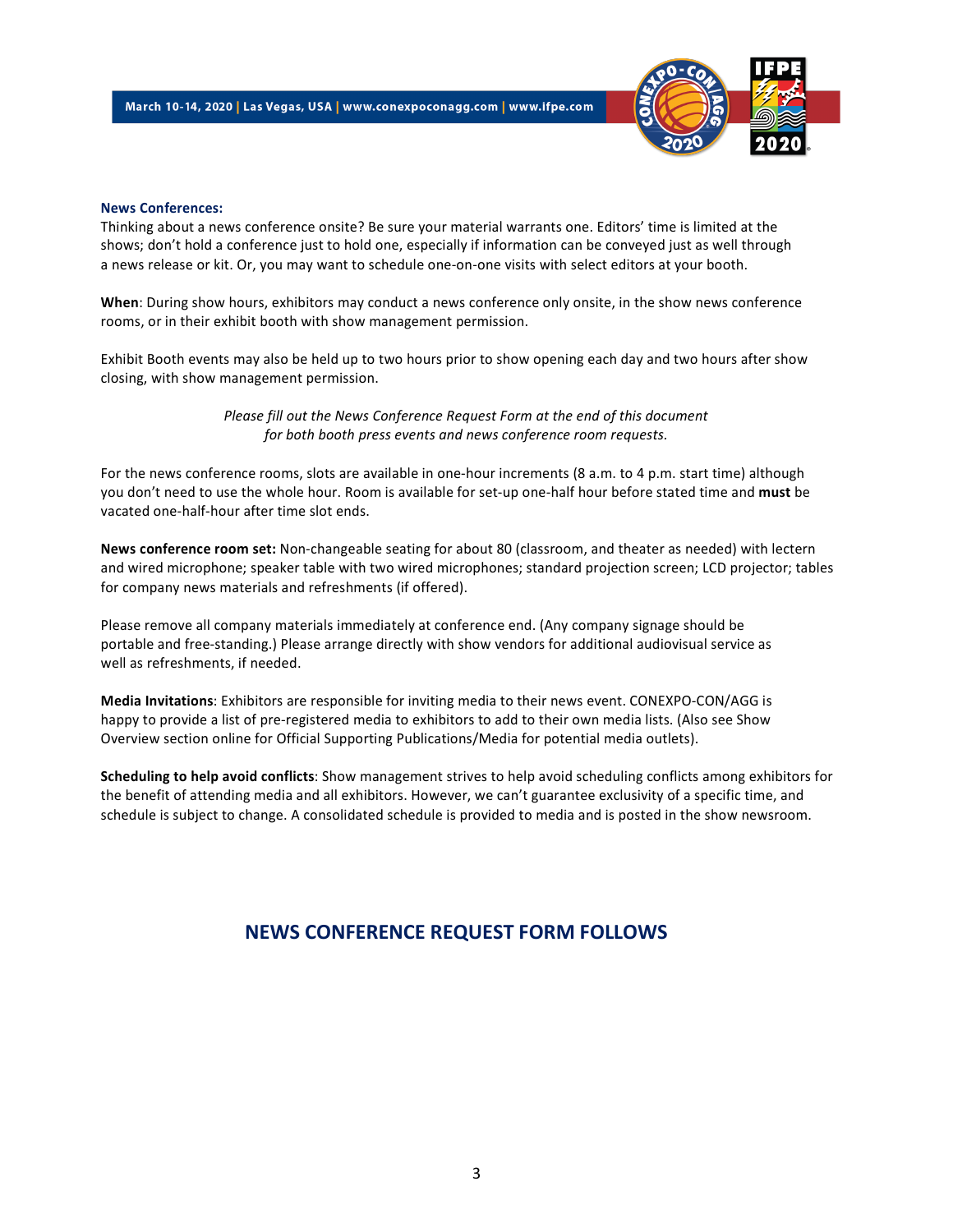## News Conferences:

Thinking about a news conference onsite? Be sure your material warrants one. Editors' time is limited at the shows; don't hold a conference just to hold one, especially if information can be conveyed just as well through a news release or kit. Or, you may want to schedule one-on-one visits with select editors at your booth.

**When**: During show hours, exhibitors may conduct a news conference only onsite, in the show news conference rooms, or in their exhibit booth with show management permission.

Exhibit Booth events may also be held up to two hours prior to show opening each day and two hours after show closing, with show management permission.

*Please fill out the News Conference Request Form at the end of this document for both booth press events and news conference room requests.*

For the news conference rooms, slots are available in one-hour increments (8 a.m. to 4 p.m. start time) although you don't need to use the whole hour. Room is available for set-up one-half hour before stated time and **must** be vacated one-half-hour after time slot ends.

**News conference room set:** Non-changeable seating for about 80 (classroom, and theater as needed) with lectern and wired microphone; speaker table with two wired microphones; standard projection screen; LCD projector; tables for company news materials and refreshments (if offered).

Please remove all company materials immediately at conference end. (Any company signage should be portable and free-standing.) Please arrange directly with show vendors for additional audiovisual service as well as refreshments, if needed.

**Media Invitations**: Exhibitors are responsible for inviting media to their news event. CONEXPO-CON/AGG is happy to provide a list of pre-registered media to exhibitors to add to their own media lists. (Also see Show Overview section online for Official Supporting Publications/Media for potential media outlets).

**Scheduling to help avoid conflicts**: Show management strives to help avoid scheduling conflicts among exhibitors for the benefit of attending media and all exhibitors. However, we can't guarantee exclusivity of a specific time, and schedule is subject to change. A consolidated schedule is provided to media and is posted in the show newsroom.

## NEWS CONFERENCE REQUEST FORM FOLLOWS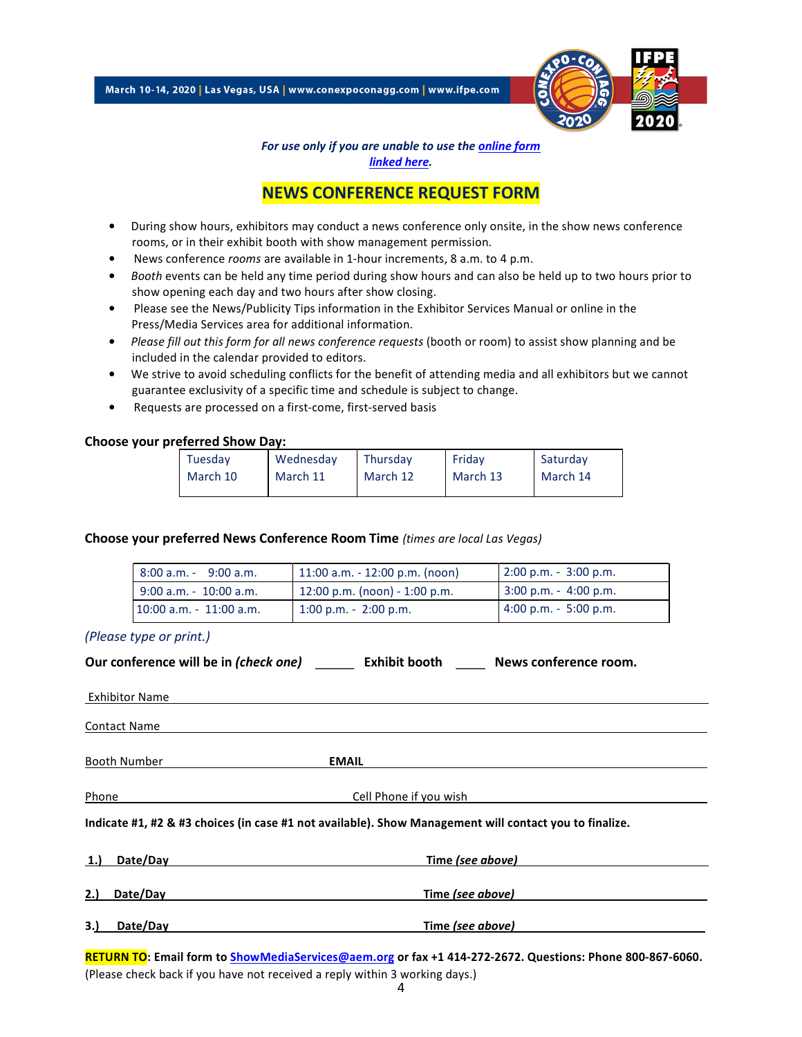March 10-14, 2020 | Las Vegas, USA | www.conexpoconagg.com | www.ifpe.com

*For use only if you are unable to use the online form linked here.*

# NEWS CONFERENCE REQUEST FORM

- During show hours, exhibitors may conduct a news conference only onsite, in the show news conference rooms, or in their exhibit booth with show management permission.
- News conference *rooms* are available in 1-hour increments, 8 a.m. to 4 p.m.
- *Booth* events can be held any time period during show hours and can also be held up to two hours prior to show opening each day and two hours after show closing.
- Please see the News/Publicity Tips information in the Exhibitor Services Manual or online in the Press/Media Services area for additional information.
- *Please fill out this form for all news conference requests* (booth or room) to assist show planning and be included in the calendar provided to editors.
- We strive to avoid scheduling conflicts for the benefit of attending media and all exhibitors but we cannot guarantee exclusivity of a specific time and schedule is subject to change.
- Requests are processed on a first-come, first-served basis

**Choose your preferred Show Day:**

| | | | | |
|---|---|---|---|---|
| Tuesday March 10 | Wednesday March 11 | Thursday March 12 | Friday March 13 | Saturday March 14 |

**Choose your preferred News Conference Room Time** *(times are local Las Vegas)*

| | | |
|---|---|---|
| 8:00 a.m. - 9:00 a.m. | 11:00 a.m. - 12:00 p.m. (noon) | 2:00 p.m. - 3:00 p.m. |
| 9:00 a.m. - 10:00 a.m. | 12:00 p.m. (noon) - 1:00 p.m. | 3:00 p.m. - 4:00 p.m. |
| 10:00 a.m. - 11:00 a.m. | 1:00 p.m. - 2:00 p.m. | 4:00 p.m. - 5:00 p.m. |

*(Please type or print.)*

**Our conference will be in *(check one)*** ______ **Exhibit booth** _____ **News conference room.**

Exhibitor Name ____________________________________________

Contact Name ____________________________________________

Booth Number ____________________ **EMAIL** ____________________

Phone ____________________ Cell Phone if you wish ____________________

**Indicate #1, #2 & #3 choices (in case #1 not available). Show Management will contact you to finalize.**

**1.) Date/Day** ____________________ **Time *(see above)*** ____________________

**2.) Date/Day** ____________________ **Time *(see above)*** ____________________

**3.) Date/Day** ____________________ **Time *(see above)*** ____________________

**RETURN TO: Email form to ShowMediaServices@aem.org or fax +1 414-272-2672. Questions: Phone 800-867-6060.**
(Please check back if you have not received a reply within 3 working days.)